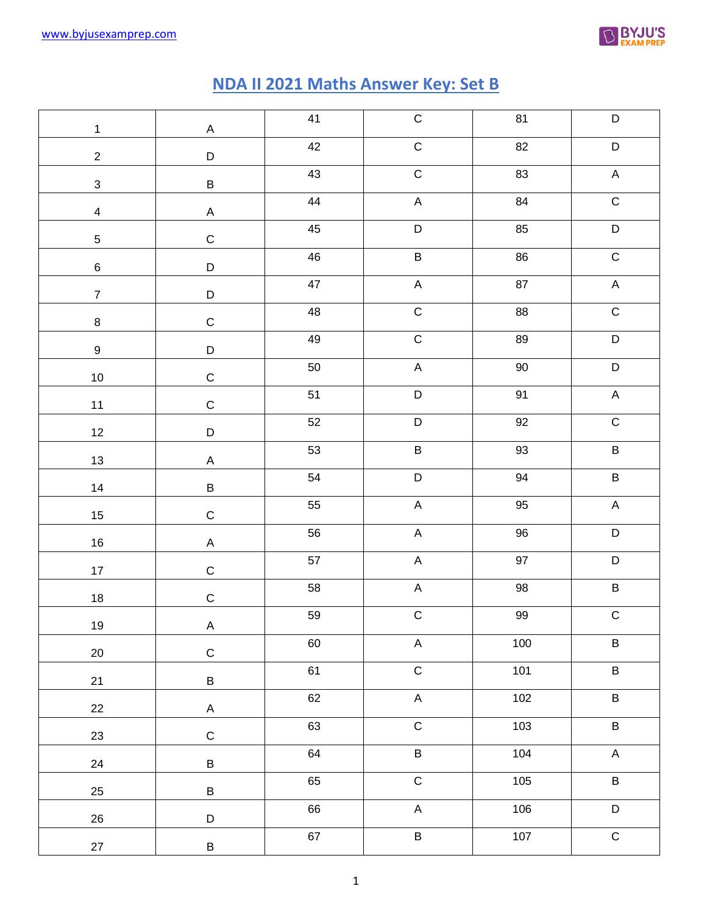# NDA II 2021 Maths Answer Key: Set B

| 1 | A | 41 | C | 81 | D |
|---|---|---|---|---|---|
| 2 | D | 42 | C | 82 | D |
| 3 | B | 43 | C | 83 | A |
| 4 | A | 44 | A | 84 | C |
| 5 | C | 45 | D | 85 | D |
| 6 | D | 46 | B | 86 | C |
| 7 | D | 47 | A | 87 | A |
| 8 | C | 48 | C | 88 | C |
| 9 | D | 49 | C | 89 | D |
| 10 | C | 50 | A | 90 | D |
| 11 | C | 51 | D | 91 | A |
| 12 | D | 52 | D | 92 | C |
| 13 | A | 53 | B | 93 | B |
| 14 | B | 54 | D | 94 | B |
| 15 | C | 55 | A | 95 | A |
| 16 | A | 56 | A | 96 | D |
| 17 | C | 57 | A | 97 | D |
| 18 | C | 58 | A | 98 | B |
| 19 | A | 59 | C | 99 | C |
| 20 | C | 60 | A | 100 | B |
| 21 | B | 61 | C | 101 | B |
| 22 | A | 62 | A | 102 | B |
| 23 | C | 63 | C | 103 | B |
| 24 | B | 64 | B | 104 | A |
| 25 | B | 65 | C | 105 | B |
| 26 | D | 66 | A | 106 | D |
| 27 | B | 67 | B | 107 | C |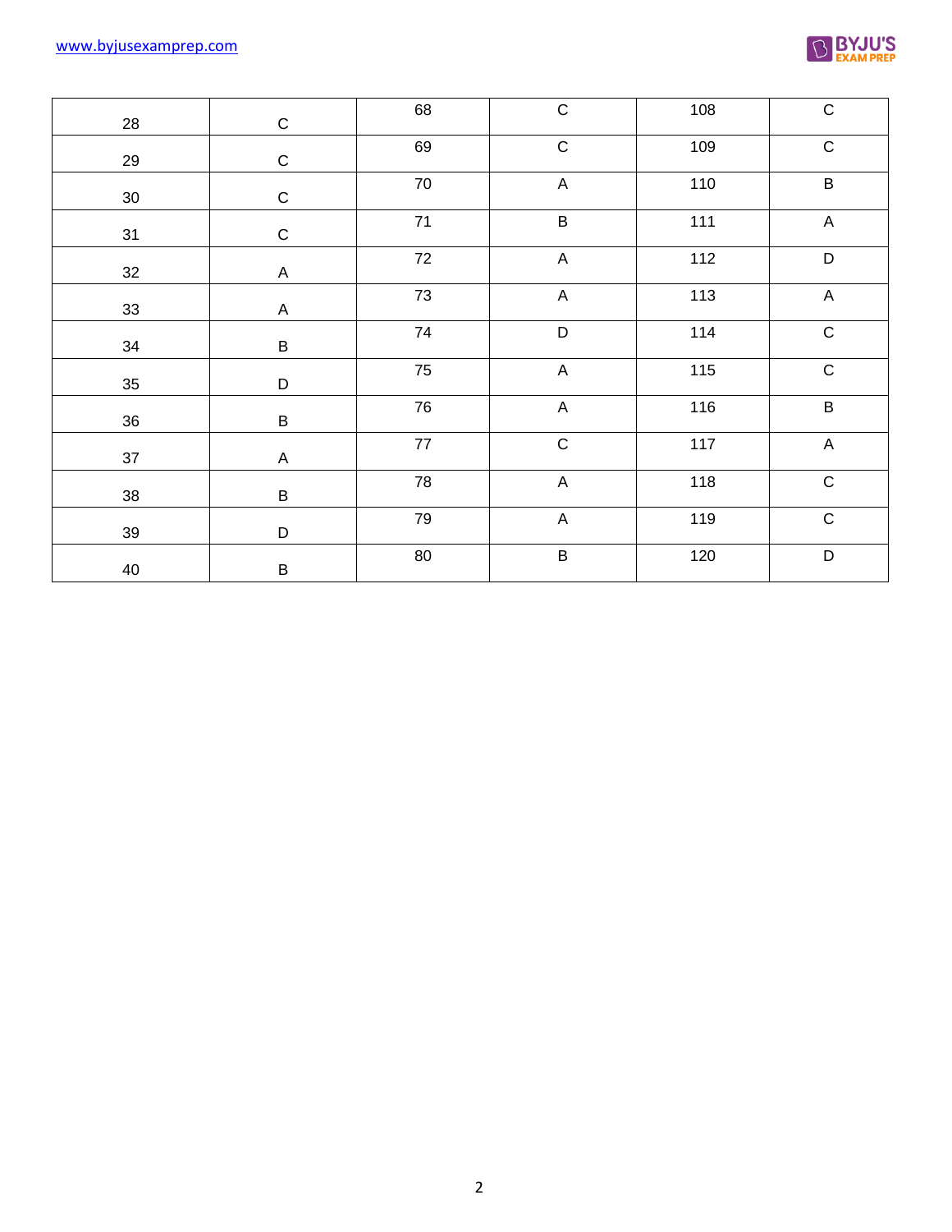| | | | | | |
|---|---|---|---|---|---|
| 28 | C | 68 | C | 108 | C |
| 29 | C | 69 | C | 109 | C |
| 30 | C | 70 | A | 110 | B |
| 31 | C | 71 | B | 111 | A |
| 32 | A | 72 | A | 112 | D |
| 33 | A | 73 | A | 113 | A |
| 34 | B | 74 | D | 114 | C |
| 35 | D | 75 | A | 115 | C |
| 36 | B | 76 | A | 116 | B |
| 37 | A | 77 | C | 117 | A |
| 38 | B | 78 | A | 118 | C |
| 39 | D | 79 | A | 119 | C |
| 40 | B | 80 | B | 120 | D |